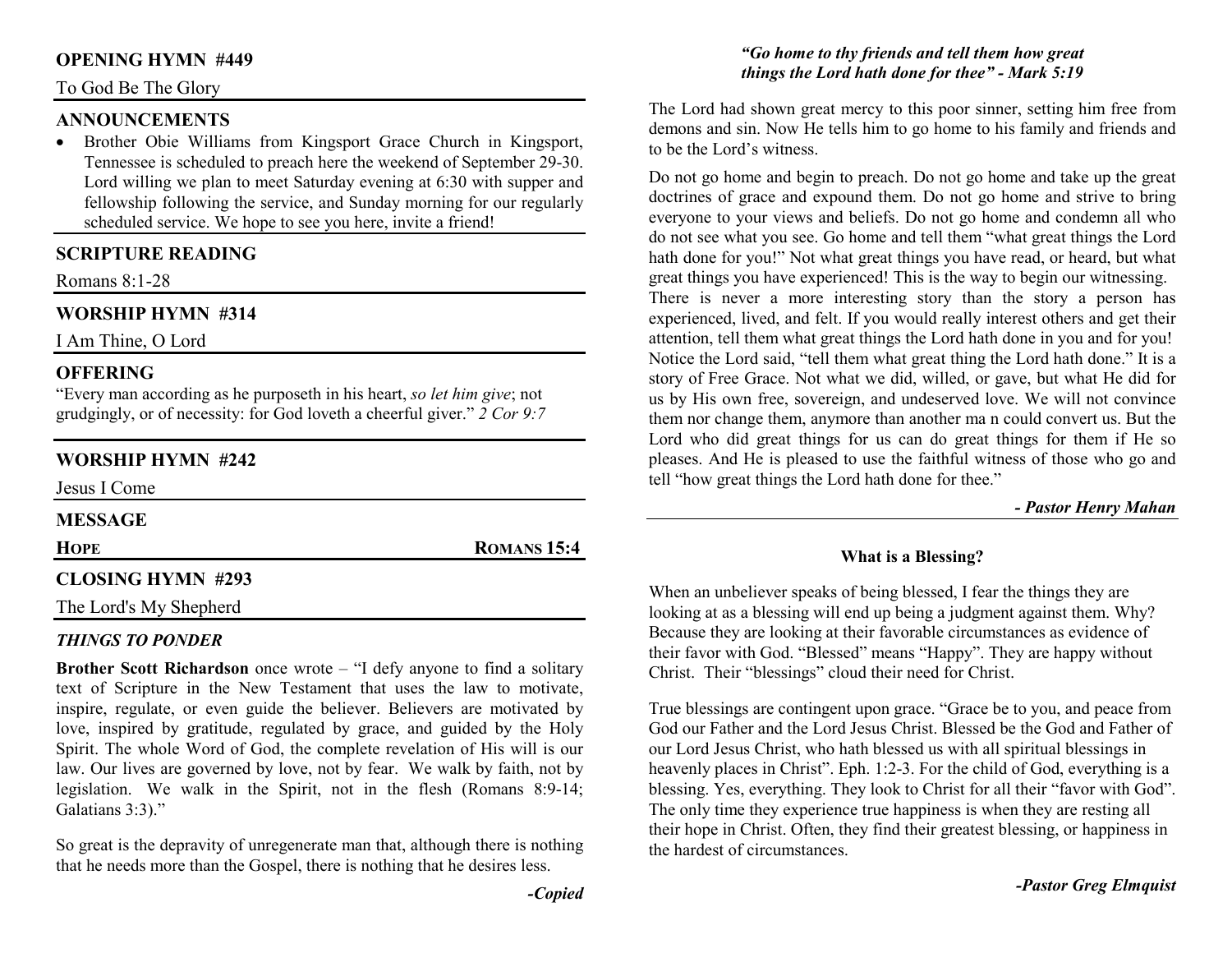## OPENING HYMN #449

To God Be The Glory

## ANNOUNCEMENTS

- Brother Obie Williams from Kingsport Grace Church in Kingsport, Tennessee is scheduled to preach here the weekend of September 29-30. Lord willing we plan to meet Saturday evening at 6:30 with supper and fellowship following the service, and Sunday morning for our regularly scheduled service. We hope to see you here, invite a friend!

## SCRIPTURE READING

Romans 8:1-28

## WORSHIP HYMN #314

I Am Thine, O Lord

## OFFERING

"Every man according as he purposeth in his heart, *so let him give*; not grudgingly, or of necessity: for God loveth a cheerful giver." *2 Cor 9:7*

## WORSHIP HYMN #242

Jesus I Come

## MESSAGE

**HOPE** **ROMANS 15:4**

## CLOSING HYMN #293

The Lord's My Shepherd

### *THINGS TO PONDER*

**Brother Scott Richardson** once wrote – "I defy anyone to find a solitary text of Scripture in the New Testament that uses the law to motivate, inspire, regulate, or even guide the believer. Believers are motivated by love, inspired by gratitude, regulated by grace, and guided by the Holy Spirit. The whole Word of God, the complete revelation of His will is our law. Our lives are governed by love, not by fear. We walk by faith, not by legislation. We walk in the Spirit, not in the flesh (Romans 8:9-14; Galatians 3:3)."

So great is the depravity of unregenerate man that, although there is nothing that he needs more than the Gospel, there is nothing that he desires less.

***-Copied***

***"Go home to thy friends and tell them how great things the Lord hath done for thee" - Mark 5:19***

The Lord had shown great mercy to this poor sinner, setting him free from demons and sin. Now He tells him to go home to his family and friends and to be the Lord's witness.

Do not go home and begin to preach. Do not go home and take up the great doctrines of grace and expound them. Do not go home and strive to bring everyone to your views and beliefs. Do not go home and condemn all who do not see what you see. Go home and tell them "what great things the Lord hath done for you!" Not what great things you have read, or heard, but what great things you have experienced! This is the way to begin our witnessing. There is never a more interesting story than the story a person has experienced, lived, and felt. If you would really interest others and get their attention, tell them what great things the Lord hath done in you and for you! Notice the Lord said, "tell them what great thing the Lord hath done." It is a story of Free Grace. Not what we did, willed, or gave, but what He did for us by His own free, sovereign, and undeserved love. We will not convince them nor change them, anymore than another ma n could convert us. But the Lord who did great things for us can do great things for them if He so pleases. And He is pleased to use the faithful witness of those who go and tell "how great things the Lord hath done for thee."

***- Pastor Henry Mahan***

### What is a Blessing?

When an unbeliever speaks of being blessed, I fear the things they are looking at as a blessing will end up being a judgment against them. Why? Because they are looking at their favorable circumstances as evidence of their favor with God. "Blessed" means "Happy". They are happy without Christ. Their "blessings" cloud their need for Christ.

True blessings are contingent upon grace. "Grace be to you, and peace from God our Father and the Lord Jesus Christ. Blessed be the God and Father of our Lord Jesus Christ, who hath blessed us with all spiritual blessings in heavenly places in Christ". Eph. 1:2-3. For the child of God, everything is a blessing. Yes, everything. They look to Christ for all their "favor with God". The only time they experience true happiness is when they are resting all their hope in Christ. Often, they find their greatest blessing, or happiness in the hardest of circumstances.

***-Pastor Greg Elmquist***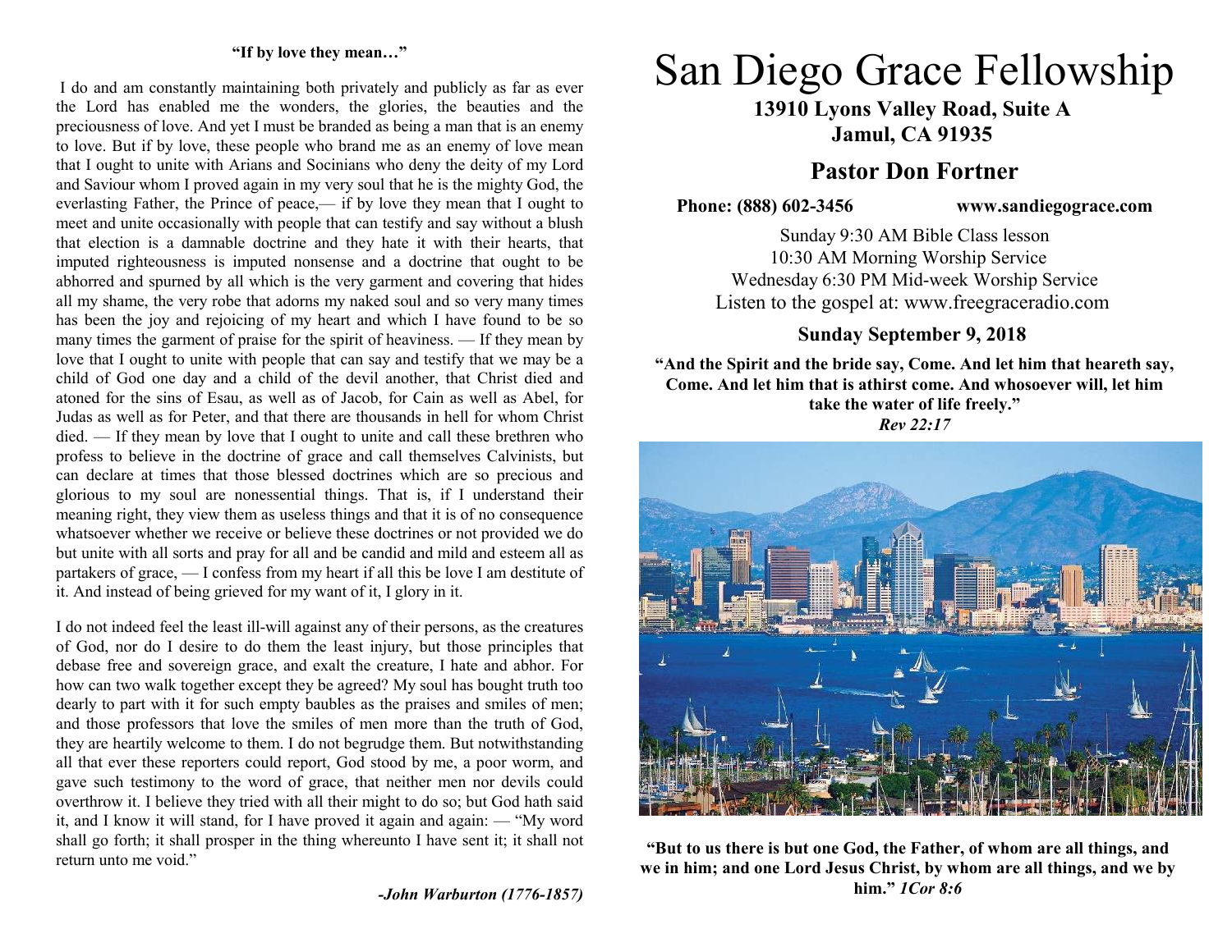### "If by love they mean…"

I do and am constantly maintaining both privately and publicly as far as ever the Lord has enabled me the wonders, the glories, the beauties and the preciousness of love. And yet I must be branded as being a man that is an enemy to love. But if by love, these people who brand me as an enemy of love mean that I ought to unite with Arians and Socinians who deny the deity of my Lord and Saviour whom I proved again in my very soul that he is the mighty God, the everlasting Father, the Prince of peace,— if by love they mean that I ought to meet and unite occasionally with people that can testify and say without a blush that election is a damnable doctrine and they hate it with their hearts, that imputed righteousness is imputed nonsense and a doctrine that ought to be abhorred and spurned by all which is the very garment and covering that hides all my shame, the very robe that adorns my naked soul and so very many times has been the joy and rejoicing of my heart and which I have found to be so many times the garment of praise for the spirit of heaviness. — If they mean by love that I ought to unite with people that can say and testify that we may be a child of God one day and a child of the devil another, that Christ died and atoned for the sins of Esau, as well as of Jacob, for Cain as well as Abel, for Judas as well as for Peter, and that there are thousands in hell for whom Christ died. — If they mean by love that I ought to unite and call these brethren who profess to believe in the doctrine of grace and call themselves Calvinists, but can declare at times that those blessed doctrines which are so precious and glorious to my soul are nonessential things. That is, if I understand their meaning right, they view them as useless things and that it is of no consequence whatsoever whether we receive or believe these doctrines or not provided we do but unite with all sorts and pray for all and be candid and mild and esteem all as partakers of grace, — I confess from my heart if all this be love I am destitute of it. And instead of being grieved for my want of it, I glory in it.

I do not indeed feel the least ill-will against any of their persons, as the creatures of God, nor do I desire to do them the least injury, but those principles that debase free and sovereign grace, and exalt the creature, I hate and abhor. For how can two walk together except they be agreed? My soul has bought truth too dearly to part with it for such empty baubles as the praises and smiles of men; and those professors that love the smiles of men more than the truth of God, they are heartily welcome to them. I do not begrudge them. But notwithstanding all that ever these reporters could report, God stood by me, a poor worm, and gave such testimony to the word of grace, that neither men nor devils could overthrow it. I believe they tried with all their might to do so; but God hath said it, and I know it will stand, for I have proved it again and again: — "My word shall go forth; it shall prosper in the thing whereunto I have sent it; it shall not return unto me void."

***-John Warburton (1776-1857)***

# San Diego Grace Fellowship

**13910 Lyons Valley Road, Suite A**
**Jamul, CA 91935**

## Pastor Don Fortner

**Phone: (888) 602-3456** **www.sandiegograce.com**

Sunday 9:30 AM Bible Class lesson
10:30 AM Morning Worship Service
Wednesday 6:30 PM Mid-week Worship Service
Listen to the gospel at: www.freegraceradio.com

### Sunday September 9, 2018

**"And the Spirit and the bride say, Come. And let him that heareth say, Come. And let him that is athirst come. And whosoever will, let him take the water of life freely."**
***Rev 22:17***

**"But to us there is but one God, the Father, of whom are all things, and we in him; and one Lord Jesus Christ, by whom are all things, and we by him."** ***1Cor 8:6***